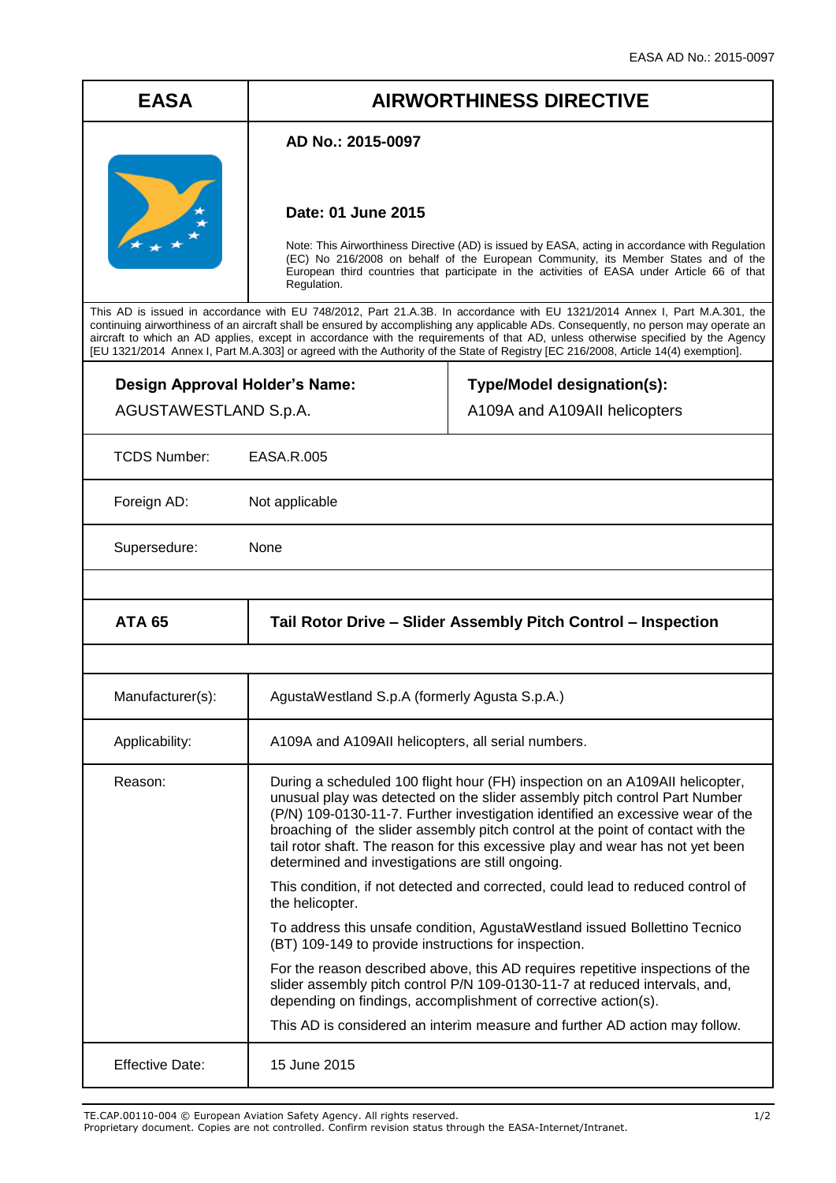| EASA | AIRWORTHINESS DIRECTIVE |
|---|---|
| | **AD No.: 2015-0097** <br><br> **Date: 01 June 2015** <br><br> Note: This Airworthiness Directive (AD) is issued by EASA, acting in accordance with Regulation (EC) No 216/2008 on behalf of the European Community, its Member States and of the European third countries that participate in the activities of EASA under Article 66 of that Regulation. |

This AD is issued in accordance with EU 748/2012, Part 21.A.3B. In accordance with EU 1321/2014 Annex I, Part M.A.301, the continuing airworthiness of an aircraft shall be ensured by accomplishing any applicable ADs. Consequently, no person may operate an aircraft to which an AD applies, except in accordance with the requirements of that AD, unless otherwise specified by the Agency [EU 1321/2014 Annex I, Part M.A.303] or agreed with the Authority of the State of Registry [EC 216/2008, Article 14(4) exemption].

| **Design Approval Holder's Name:** | **Type/Model designation(s):** |
|---|---|
| AGUSTAWESTLAND S.p.A. | A109A and A109AII helicopters |

| | |
|---|---|
| TCDS Number: | EASA.R.005 |
| Foreign AD: | Not applicable |
| Supersedure: | None |

| **ATA 65** | **Tail Rotor Drive – Slider Assembly Pitch Control – Inspection** |
|---|---|
| Manufacturer(s): | AgustaWestland S.p.A (formerly Agusta S.p.A.) |
| Applicability: | A109A and A109AII helicopters, all serial numbers. |
| Reason: | During a scheduled 100 flight hour (FH) inspection on an A109AII helicopter, unusual play was detected on the slider assembly pitch control Part Number (P/N) 109-0130-11-7. Further investigation identified an excessive wear of the broaching of the slider assembly pitch control at the point of contact with the tail rotor shaft. The reason for this excessive play and wear has not yet been determined and investigations are still ongoing. <br><br> This condition, if not detected and corrected, could lead to reduced control of the helicopter. <br><br> To address this unsafe condition, AgustaWestland issued Bollettino Tecnico (BT) 109-149 to provide instructions for inspection. <br><br> For the reason described above, this AD requires repetitive inspections of the slider assembly pitch control P/N 109-0130-11-7 at reduced intervals, and, depending on findings, accomplishment of corrective action(s). <br><br> This AD is considered an interim measure and further AD action may follow. |
| Effective Date: | 15 June 2015 |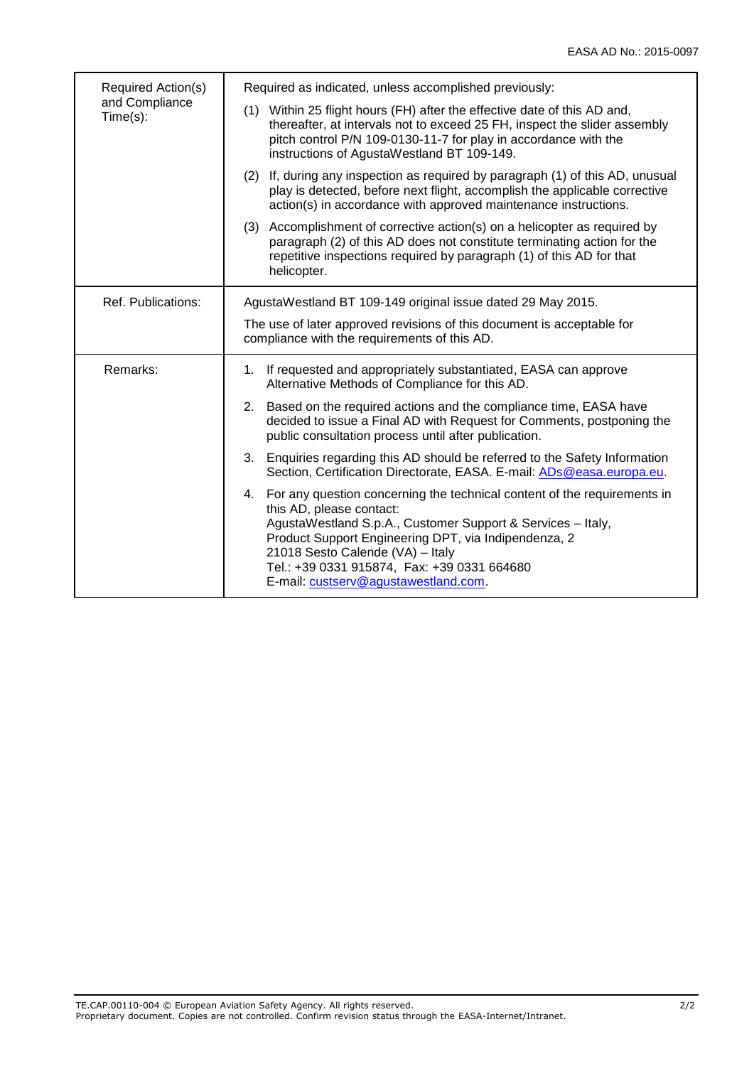| | |
|---|---|
| Required Action(s) and Compliance Time(s): | Required as indicated, unless accomplished previously:<br><br>(1) Within 25 flight hours (FH) after the effective date of this AD and, thereafter, at intervals not to exceed 25 FH, inspect the slider assembly pitch control P/N 109-0130-11-7 for play in accordance with the instructions of AgustaWestland BT 109-149.<br><br>(2) If, during any inspection as required by paragraph (1) of this AD, unusual play is detected, before next flight, accomplish the applicable corrective action(s) in accordance with approved maintenance instructions.<br><br>(3) Accomplishment of corrective action(s) on a helicopter as required by paragraph (2) of this AD does not constitute terminating action for the repetitive inspections required by paragraph (1) of this AD for that helicopter. |
| Ref. Publications: | AgustaWestland BT 109-149 original issue dated 29 May 2015.<br><br>The use of later approved revisions of this document is acceptable for compliance with the requirements of this AD. |
| Remarks: | 1. If requested and appropriately substantiated, EASA can approve Alternative Methods of Compliance for this AD.<br><br>2. Based on the required actions and the compliance time, EASA have decided to issue a Final AD with Request for Comments, postponing the public consultation process until after publication.<br><br>3. Enquiries regarding this AD should be referred to the Safety Information Section, Certification Directorate, EASA. E-mail: ADs@easa.europa.eu.<br><br>4. For any question concerning the technical content of the requirements in this AD, please contact:<br>AgustaWestland S.p.A., Customer Support & Services – Italy,<br>Product Support Engineering DPT, via Indipendenza, 2<br>21018 Sesto Calende (VA) – Italy<br>Tel.: +39 0331 915874, Fax: +39 0331 664680<br>E-mail: custserv@agustawestland.com. |